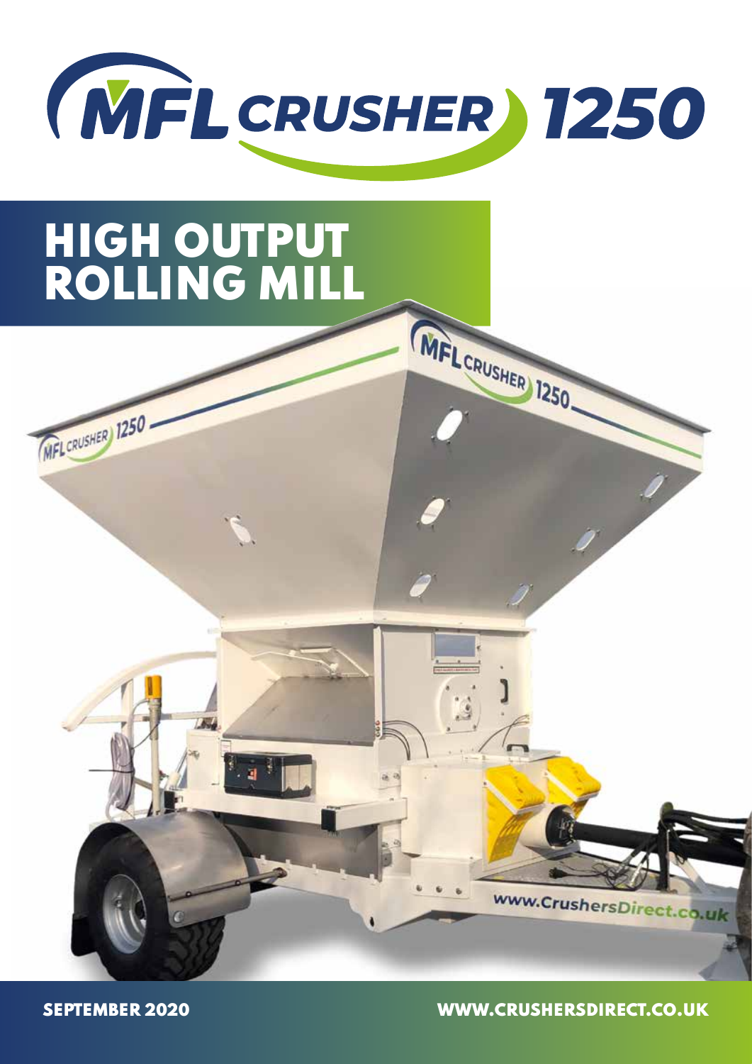# MFL CRUSHER 1250

## HIGH OUTPUT ROLLING MILL

SEPTEMBER 2020

WWW.CRUSHERSDIRECT.CO.UK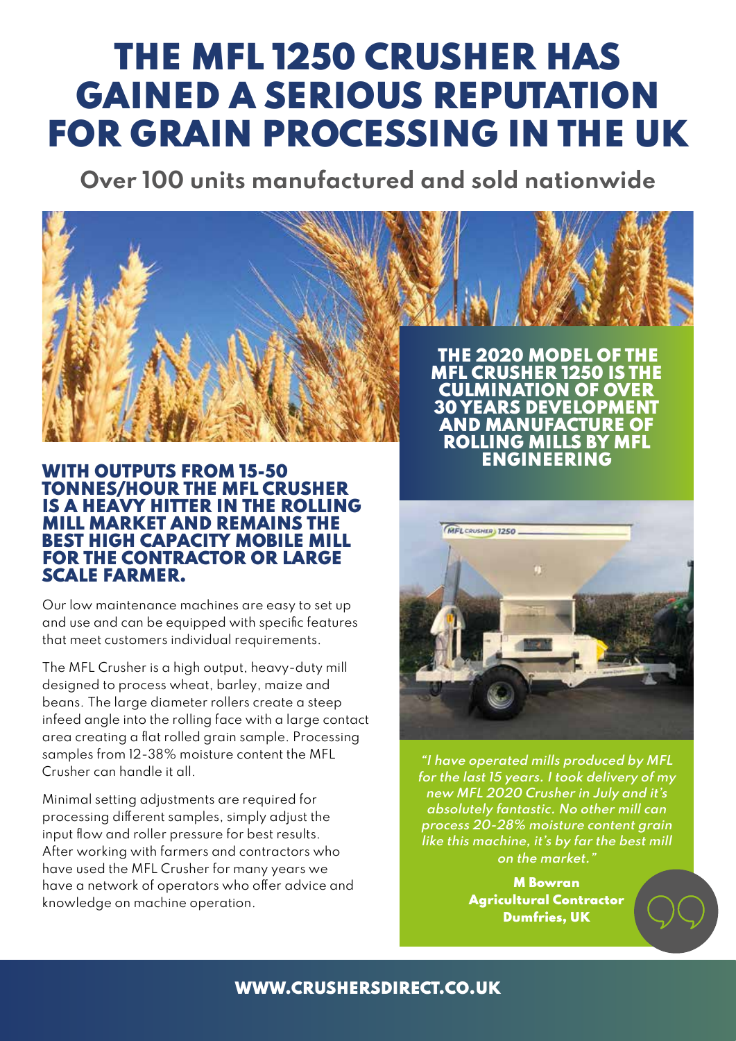# THE MFL 1250 CRUSHER HAS GAINED A SERIOUS REPUTATION FOR GRAIN PROCESSING IN THE UK

## Over 100 units manufactured and sold nationwide

**THE 2020 MODEL OF THE MFL CRUSHER 1250 IS THE CULMINATION OF OVER 30 YEARS DEVELOPMENT AND MANUFACTURE OF ROLLING MILLS BY MFL ENGINEERING**

### WITH OUTPUTS FROM 15-50 TONNES/HOUR THE MFL CRUSHER IS A HEAVY HITTER IN THE ROLLING MILL MARKET AND REMAINS THE BEST HIGH CAPACITY MOBILE MILL FOR THE CONTRACTOR OR LARGE SCALE FARMER.

Our low maintenance machines are easy to set up and use and can be equipped with specific features that meet customers individual requirements.

The MFL Crusher is a high output, heavy-duty mill designed to process wheat, barley, maize and beans. The large diameter rollers create a steep infeed angle into the rolling face with a large contact area creating a flat rolled grain sample. Processing samples from 12-38% moisture content the MFL Crusher can handle it all.

Minimal setting adjustments are required for processing different samples, simply adjust the input flow and roller pressure for best results. After working with farmers and contractors who have used the MFL Crusher for many years we have a network of operators who offer advice and knowledge on machine operation.

*"I have operated mills produced by MFL for the last 15 years. I took delivery of my new MFL 2020 Crusher in July and it's absolutely fantastic. No other mill can process 20-28% moisture content grain like this machine, it's by far the best mill on the market."*

**M Bowran**
**Agricultural Contractor**
**Dumfries, UK**

**WWW.CRUSHERSDIRECT.CO.UK**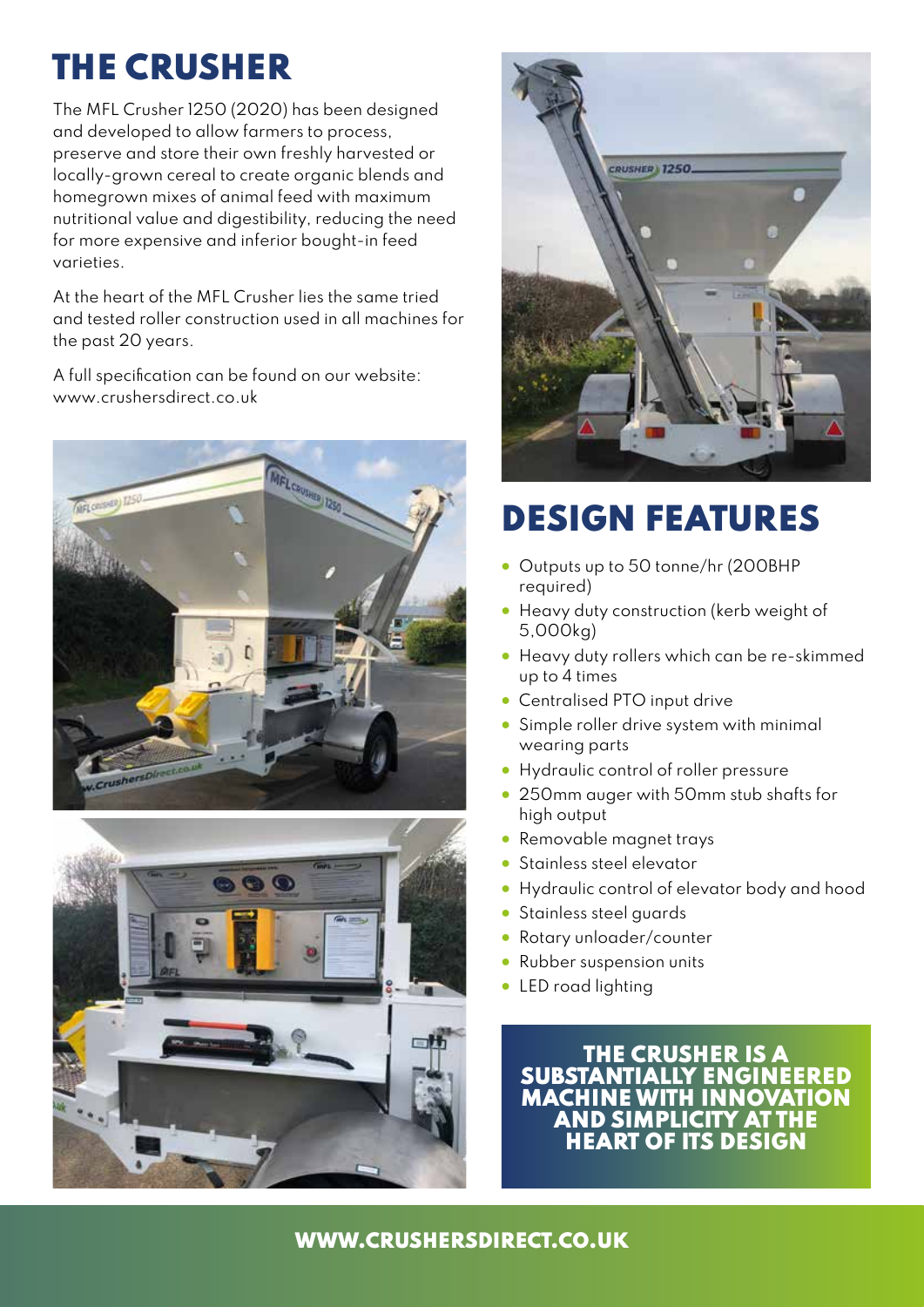# THE CRUSHER

The MFL Crusher 1250 (2020) has been designed and developed to allow farmers to process, preserve and store their own freshly harvested or locally-grown cereal to create organic blends and homegrown mixes of animal feed with maximum nutritional value and digestibility, reducing the need for more expensive and inferior bought-in feed varieties.

At the heart of the MFL Crusher lies the same tried and tested roller construction used in all machines for the past 20 years.

A full specification can be found on our website: www.crushersdirect.co.uk

# DESIGN FEATURES

- Outputs up to 50 tonne/hr (200BHP required)
- Heavy duty construction (kerb weight of 5,000kg)
- Heavy duty rollers which can be re-skimmed up to 4 times
- Centralised PTO input drive
- Simple roller drive system with minimal wearing parts
- Hydraulic control of roller pressure
- 250mm auger with 50mm stub shafts for high output
- Removable magnet trays
- Stainless steel elevator
- Hydraulic control of elevator body and hood
- Stainless steel guards
- Rotary unloader/counter
- Rubber suspension units
- LED road lighting

**THE CRUSHER IS A SUBSTANTIALLY ENGINEERED MACHINE WITH INNOVATION AND SIMPLICITY AT THE HEART OF ITS DESIGN**

**WWW.CRUSHERSDIRECT.CO.UK**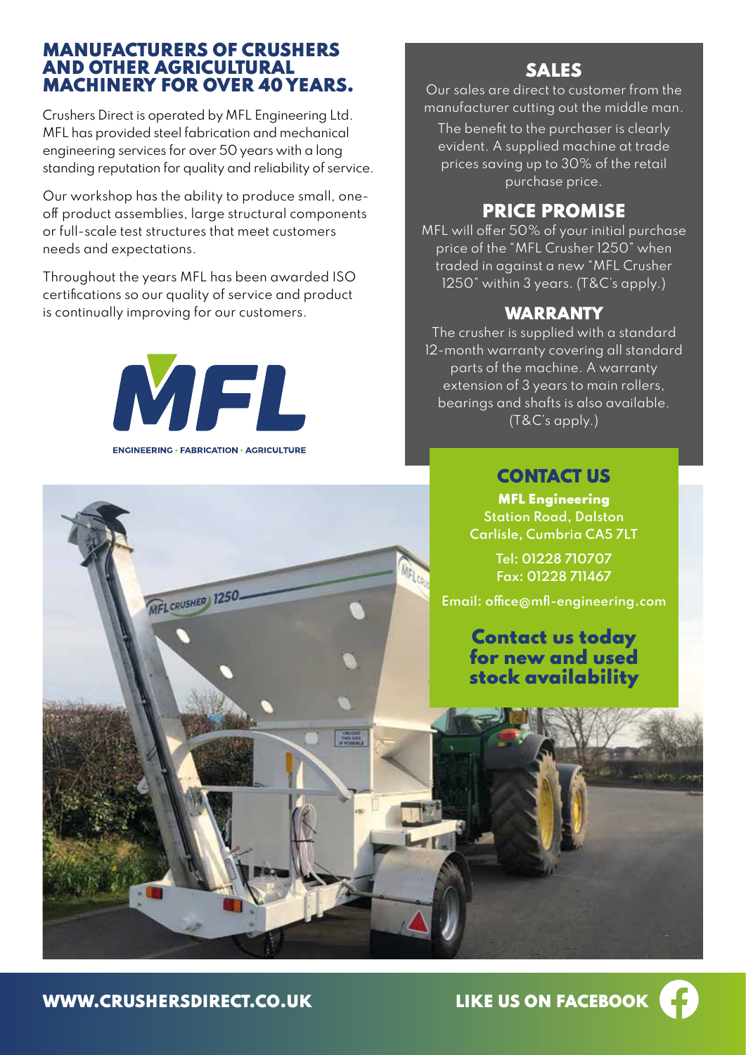## MANUFACTURERS OF CRUSHERS AND OTHER AGRICULTURAL MACHINERY FOR OVER 40 YEARS.

Crushers Direct is operated by MFL Engineering Ltd. MFL has provided steel fabrication and mechanical engineering services for over 50 years with a long standing reputation for quality and reliability of service.

Our workshop has the ability to produce small, one-off product assemblies, large structural components or full-scale test structures that meet customers needs and expectations.

Throughout the years MFL has been awarded ISO certifications so our quality of service and product is continually improving for our customers.

MFL

ENGINEERING · FABRICATION · AGRICULTURE

## SALES

Our sales are direct to customer from the manufacturer cutting out the middle man.

The benefit to the purchaser is clearly evident. A supplied machine at trade prices saving up to 30% of the retail purchase price.

## PRICE PROMISE

MFL will offer 50% of your initial purchase price of the "MFL Crusher 1250" when traded in against a new "MFL Crusher 1250" within 3 years. (T&C's apply.)

## WARRANTY

The crusher is supplied with a standard 12-month warranty covering all standard parts of the machine. A warranty extension of 3 years to main rollers, bearings and shafts is also available. (T&C's apply.)

## CONTACT US

**MFL Engineering**
Station Road, Dalston
Carlisle, Cumbria CA5 7LT

Tel: 01228 710707
Fax: 01228 711467

Email: office@mfl-engineering.com

**Contact us today for new and used stock availability**

**WWW.CRUSHERSDIRECT.CO.UK**

**LIKE US ON FACEBOOK**